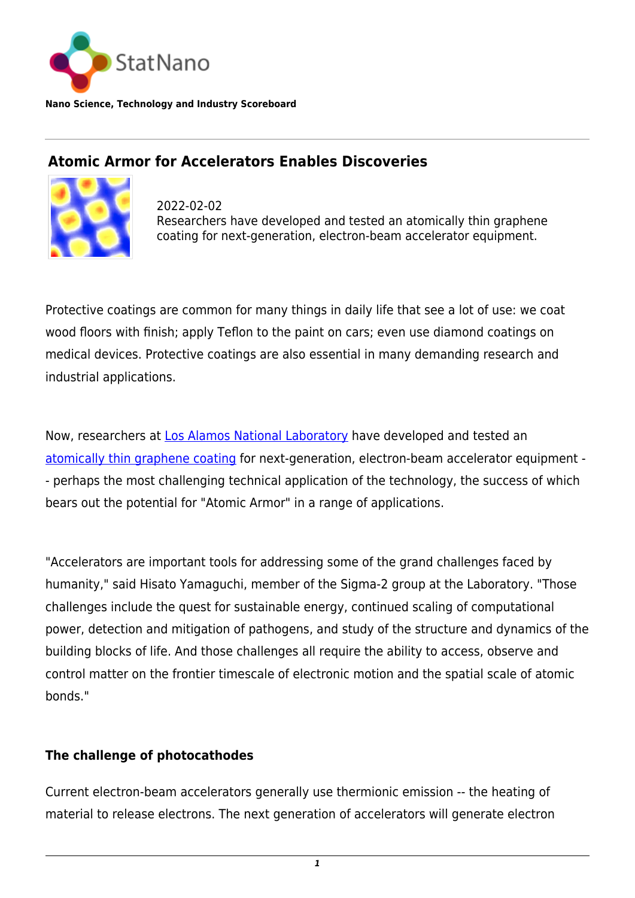StatNano

**Nano Science, Technology and Industry Scoreboard**

## Atomic Armor for Accelerators Enables Discoveries

2022-02-02
Researchers have developed and tested an atomically thin graphene coating for next-generation, electron-beam accelerator equipment.

Protective coatings are common for many things in daily life that see a lot of use: we coat wood floors with finish; apply Teflon to the paint on cars; even use diamond coatings on medical devices. Protective coatings are also essential in many demanding research and industrial applications.

Now, researchers at Los Alamos National Laboratory have developed and tested an atomically thin graphene coating for next-generation, electron-beam accelerator equipment -- perhaps the most challenging technical application of the technology, the success of which bears out the potential for "Atomic Armor" in a range of applications.

"Accelerators are important tools for addressing some of the grand challenges faced by humanity," said Hisato Yamaguchi, member of the Sigma-2 group at the Laboratory. "Those challenges include the quest for sustainable energy, continued scaling of computational power, detection and mitigation of pathogens, and study of the structure and dynamics of the building blocks of life. And those challenges all require the ability to access, observe and control matter on the frontier timescale of electronic motion and the spatial scale of atomic bonds."

### The challenge of photocathodes

Current electron-beam accelerators generally use thermionic emission -- the heating of material to release electrons. The next generation of accelerators will generate electron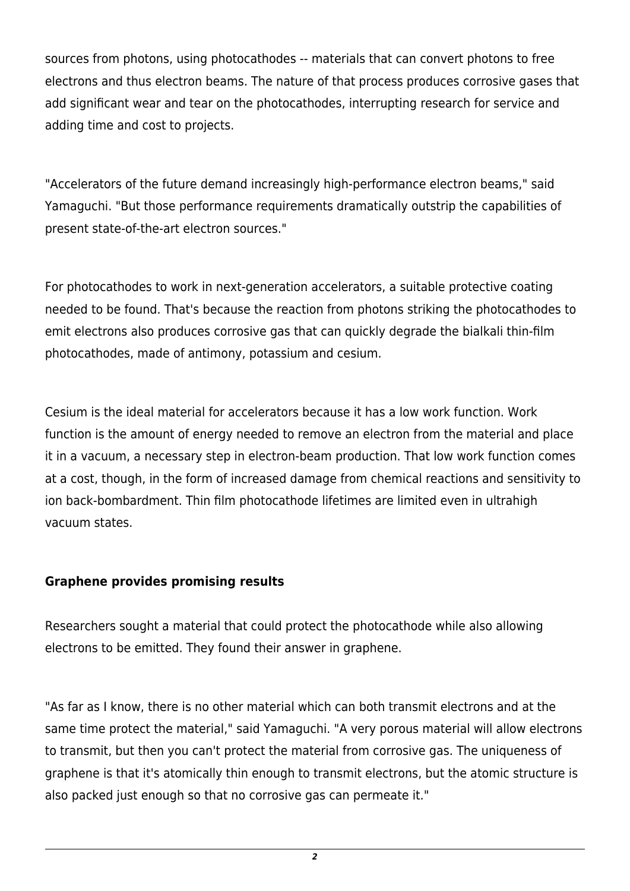sources from photons, using photocathodes -- materials that can convert photons to free electrons and thus electron beams. The nature of that process produces corrosive gases that add significant wear and tear on the photocathodes, interrupting research for service and adding time and cost to projects.

"Accelerators of the future demand increasingly high-performance electron beams," said Yamaguchi. "But those performance requirements dramatically outstrip the capabilities of present state-of-the-art electron sources."

For photocathodes to work in next-generation accelerators, a suitable protective coating needed to be found. That's because the reaction from photons striking the photocathodes to emit electrons also produces corrosive gas that can quickly degrade the bialkali thin-film photocathodes, made of antimony, potassium and cesium.

Cesium is the ideal material for accelerators because it has a low work function. Work function is the amount of energy needed to remove an electron from the material and place it in a vacuum, a necessary step in electron-beam production. That low work function comes at a cost, though, in the form of increased damage from chemical reactions and sensitivity to ion back-bombardment. Thin film photocathode lifetimes are limited even in ultrahigh vacuum states.

**Graphene provides promising results**

Researchers sought a material that could protect the photocathode while also allowing electrons to be emitted. They found their answer in graphene.

"As far as I know, there is no other material which can both transmit electrons and at the same time protect the material," said Yamaguchi. "A very porous material will allow electrons to transmit, but then you can't protect the material from corrosive gas. The uniqueness of graphene is that it's atomically thin enough to transmit electrons, but the atomic structure is also packed just enough so that no corrosive gas can permeate it."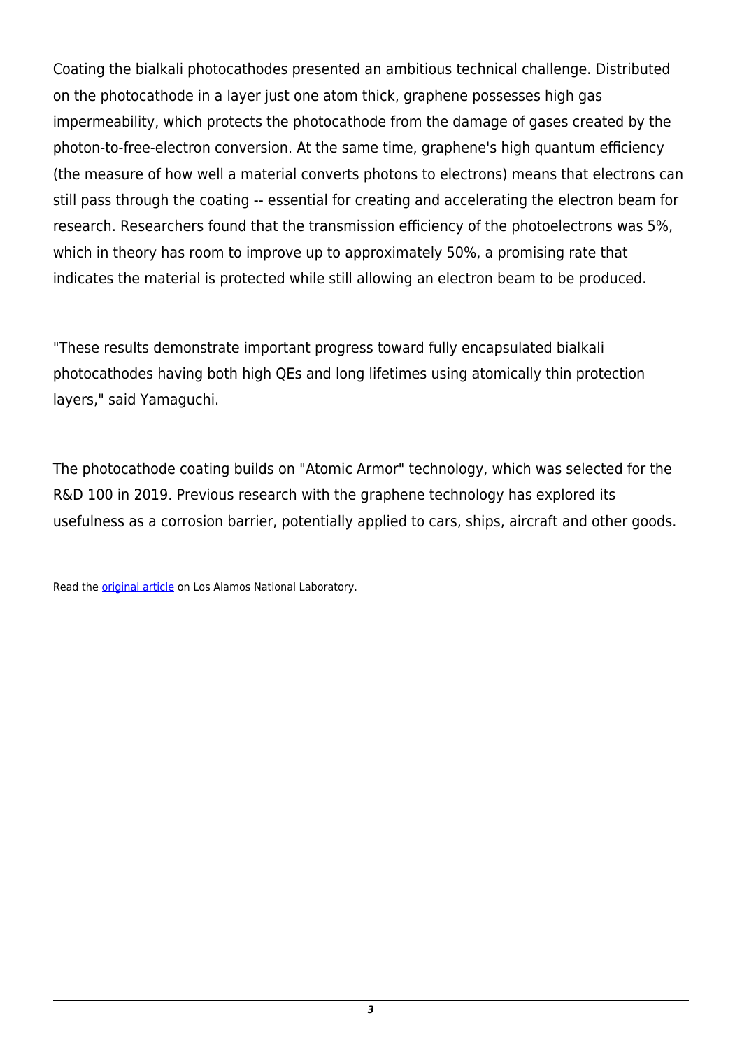Coating the bialkali photocathodes presented an ambitious technical challenge. Distributed on the photocathode in a layer just one atom thick, graphene possesses high gas impermeability, which protects the photocathode from the damage of gases created by the photon-to-free-electron conversion. At the same time, graphene's high quantum efficiency (the measure of how well a material converts photons to electrons) means that electrons can still pass through the coating -- essential for creating and accelerating the electron beam for research. Researchers found that the transmission efficiency of the photoelectrons was 5%, which in theory has room to improve up to approximately 50%, a promising rate that indicates the material is protected while still allowing an electron beam to be produced.

"These results demonstrate important progress toward fully encapsulated bialkali photocathodes having both high QEs and long lifetimes using atomically thin protection layers," said Yamaguchi.

The photocathode coating builds on "Atomic Armor" technology, which was selected for the R&D 100 in 2019. Previous research with the graphene technology has explored its usefulness as a corrosion barrier, potentially applied to cars, ships, aircraft and other goods.

Read the [original article](original article) on Los Alamos National Laboratory.